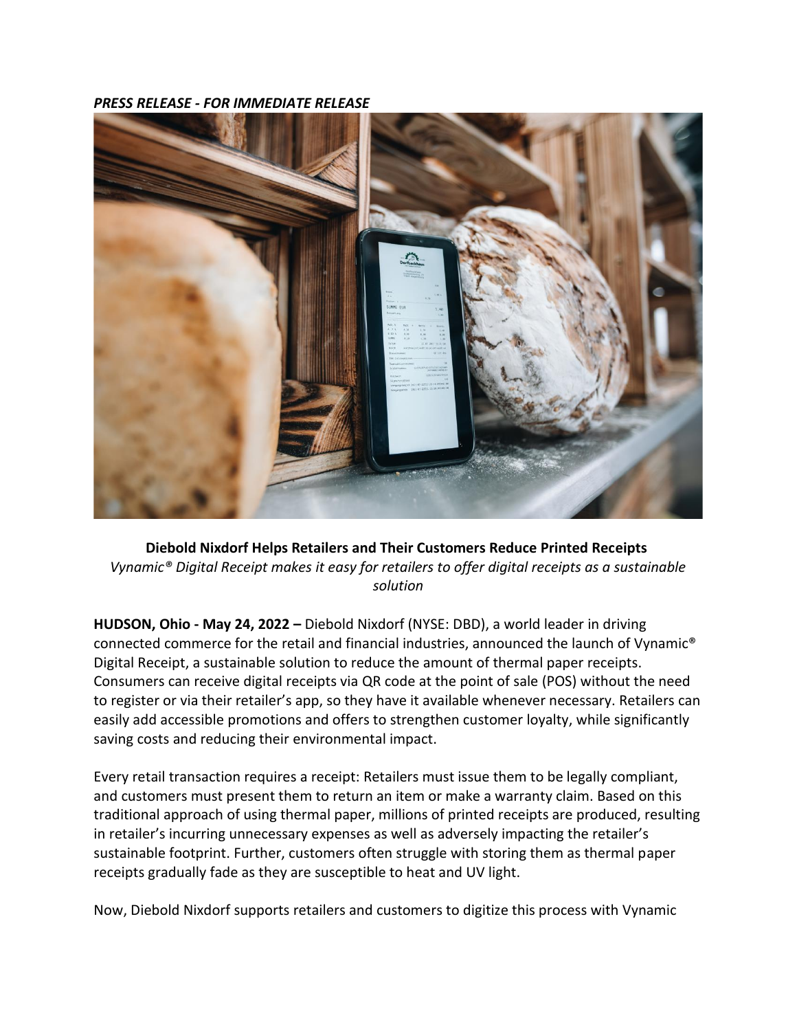***PRESS RELEASE - FOR IMMEDIATE RELEASE***

**Diebold Nixdorf Helps Retailers and Their Customers Reduce Printed Receipts**

*Vynamic® Digital Receipt makes it easy for retailers to offer digital receipts as a sustainable solution*

**HUDSON, Ohio - May 24, 2022 –** Diebold Nixdorf (NYSE: DBD), a world leader in driving connected commerce for the retail and financial industries, announced the launch of Vynamic® Digital Receipt, a sustainable solution to reduce the amount of thermal paper receipts. Consumers can receive digital receipts via QR code at the point of sale (POS) without the need to register or via their retailer's app, so they have it available whenever necessary. Retailers can easily add accessible promotions and offers to strengthen customer loyalty, while significantly saving costs and reducing their environmental impact.

Every retail transaction requires a receipt: Retailers must issue them to be legally compliant, and customers must present them to return an item or make a warranty claim. Based on this traditional approach of using thermal paper, millions of printed receipts are produced, resulting in retailer's incurring unnecessary expenses as well as adversely impacting the retailer's sustainable footprint. Further, customers often struggle with storing them as thermal paper receipts gradually fade as they are susceptible to heat and UV light.

Now, Diebold Nixdorf supports retailers and customers to digitize this process with Vynamic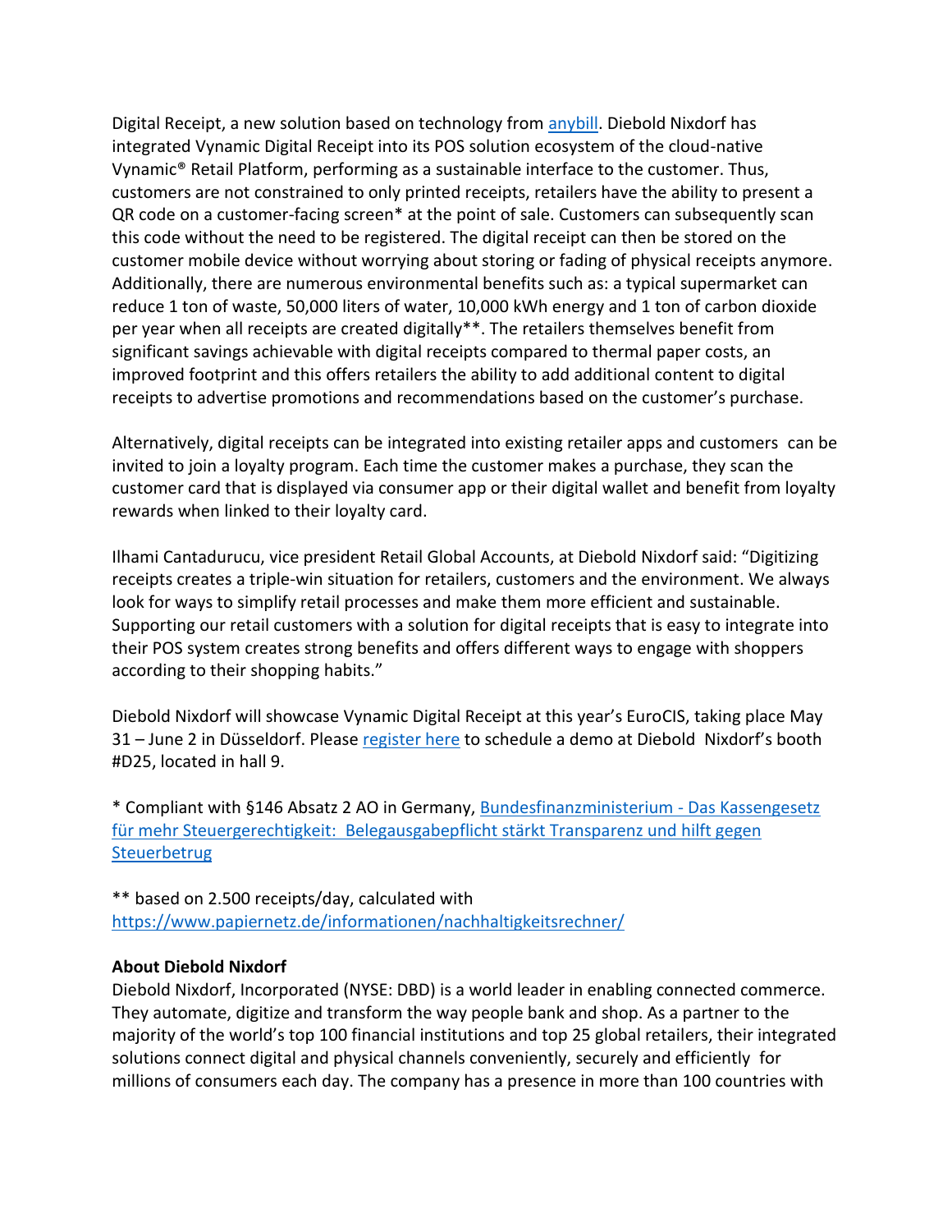Digital Receipt, a new solution based on technology from [anybill](). Diebold Nixdorf has integrated Vynamic Digital Receipt into its POS solution ecosystem of the cloud-native Vynamic® Retail Platform, performing as a sustainable interface to the customer. Thus, customers are not constrained to only printed receipts, retailers have the ability to present a QR code on a customer-facing screen* at the point of sale. Customers can subsequently scan this code without the need to be registered. The digital receipt can then be stored on the customer mobile device without worrying about storing or fading of physical receipts anymore. Additionally, there are numerous environmental benefits such as: a typical supermarket can reduce 1 ton of waste, 50,000 liters of water, 10,000 kWh energy and 1 ton of carbon dioxide per year when all receipts are created digitally**. The retailers themselves benefit from significant savings achievable with digital receipts compared to thermal paper costs, an improved footprint and this offers retailers the ability to add additional content to digital receipts to advertise promotions and recommendations based on the customer's purchase.

Alternatively, digital receipts can be integrated into existing retailer apps and customers can be invited to join a loyalty program. Each time the customer makes a purchase, they scan the customer card that is displayed via consumer app or their digital wallet and benefit from loyalty rewards when linked to their loyalty card.

Ilhami Cantadurucu, vice president Retail Global Accounts, at Diebold Nixdorf said: "Digitizing receipts creates a triple-win situation for retailers, customers and the environment. We always look for ways to simplify retail processes and make them more efficient and sustainable. Supporting our retail customers with a solution for digital receipts that is easy to integrate into their POS system creates strong benefits and offers different ways to engage with shoppers according to their shopping habits."

Diebold Nixdorf will showcase Vynamic Digital Receipt at this year's EuroCIS, taking place May 31 – June 2 in Düsseldorf. Please [register here]() to schedule a demo at Diebold Nixdorf's booth #D25, located in hall 9.

* Compliant with §146 Absatz 2 AO in Germany, [Bundesfinanzministerium - Das Kassengesetz für mehr Steuergerechtigkeit: Belegausgabepflicht stärkt Transparenz und hilft gegen Steuerbetrug]()

** based on 2.500 receipts/day, calculated with https://www.papiernetz.de/informationen/nachhaltigkeitsrechner/

**About Diebold Nixdorf**

Diebold Nixdorf, Incorporated (NYSE: DBD) is a world leader in enabling connected commerce. They automate, digitize and transform the way people bank and shop. As a partner to the majority of the world's top 100 financial institutions and top 25 global retailers, their integrated solutions connect digital and physical channels conveniently, securely and efficiently for millions of consumers each day. The company has a presence in more than 100 countries with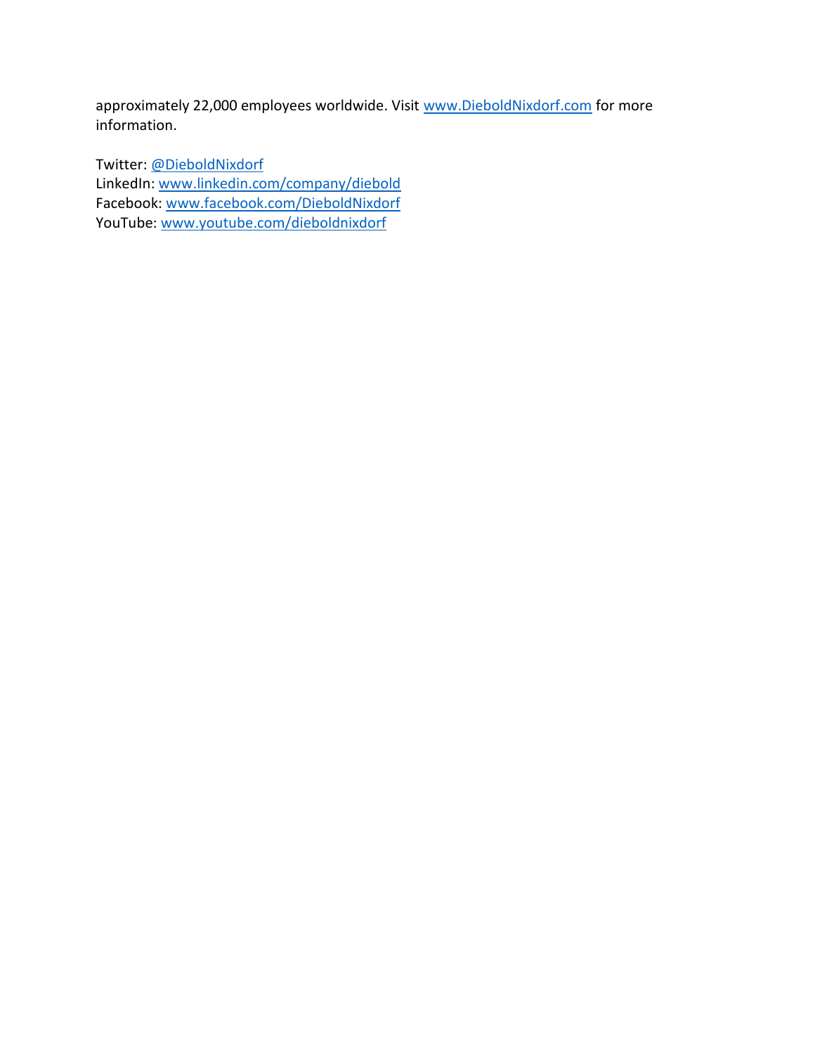approximately 22,000 employees worldwide. Visit [www.DieboldNixdorf.com](http://www.DieboldNixdorf.com) for more information.

Twitter: [@DieboldNixdorf](https://twitter.com/DieboldNixdorf)
LinkedIn: [www.linkedin.com/company/diebold](http://www.linkedin.com/company/diebold)
Facebook: [www.facebook.com/DieboldNixdorf](http://www.facebook.com/DieboldNixdorf)
YouTube: [www.youtube.com/dieboldnixdorf](http://www.youtube.com/dieboldnixdorf)